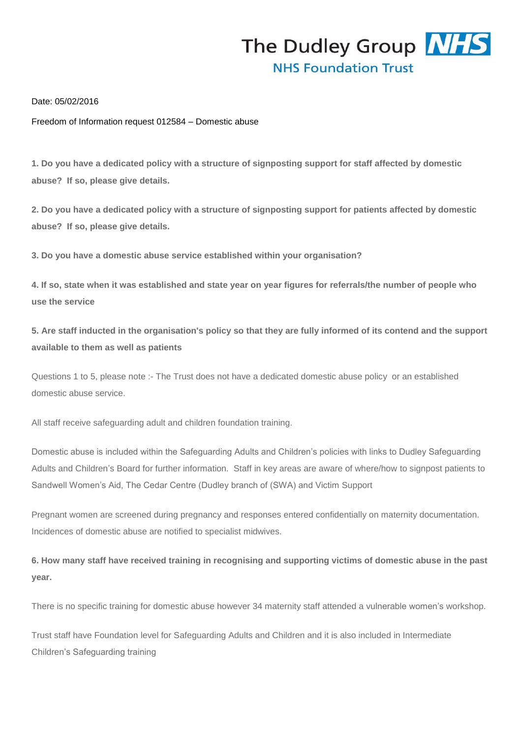The Dudley Group NHS Foundation Trust

Date: 05/02/2016

Freedom of Information request 012584 – Domestic abuse

**1. Do you have a dedicated policy with a structure of signposting support for staff affected by domestic abuse? If so, please give details.**

**2. Do you have a dedicated policy with a structure of signposting support for patients affected by domestic abuse? If so, please give details.**

**3. Do you have a domestic abuse service established within your organisation?**

**4. If so, state when it was established and state year on year figures for referrals/the number of people who use the service**

**5. Are staff inducted in the organisation's policy so that they are fully informed of its contend and the support available to them as well as patients**

Questions 1 to 5, please note :- The Trust does not have a dedicated domestic abuse policy or an established domestic abuse service.

All staff receive safeguarding adult and children foundation training.

Domestic abuse is included within the Safeguarding Adults and Children's policies with links to Dudley Safeguarding Adults and Children's Board for further information. Staff in key areas are aware of where/how to signpost patients to Sandwell Women's Aid, The Cedar Centre (Dudley branch of (SWA) and Victim Support

Pregnant women are screened during pregnancy and responses entered confidentially on maternity documentation. Incidences of domestic abuse are notified to specialist midwives.

**6. How many staff have received training in recognising and supporting victims of domestic abuse in the past year.**

There is no specific training for domestic abuse however 34 maternity staff attended a vulnerable women's workshop.

Trust staff have Foundation level for Safeguarding Adults and Children and it is also included in Intermediate Children's Safeguarding training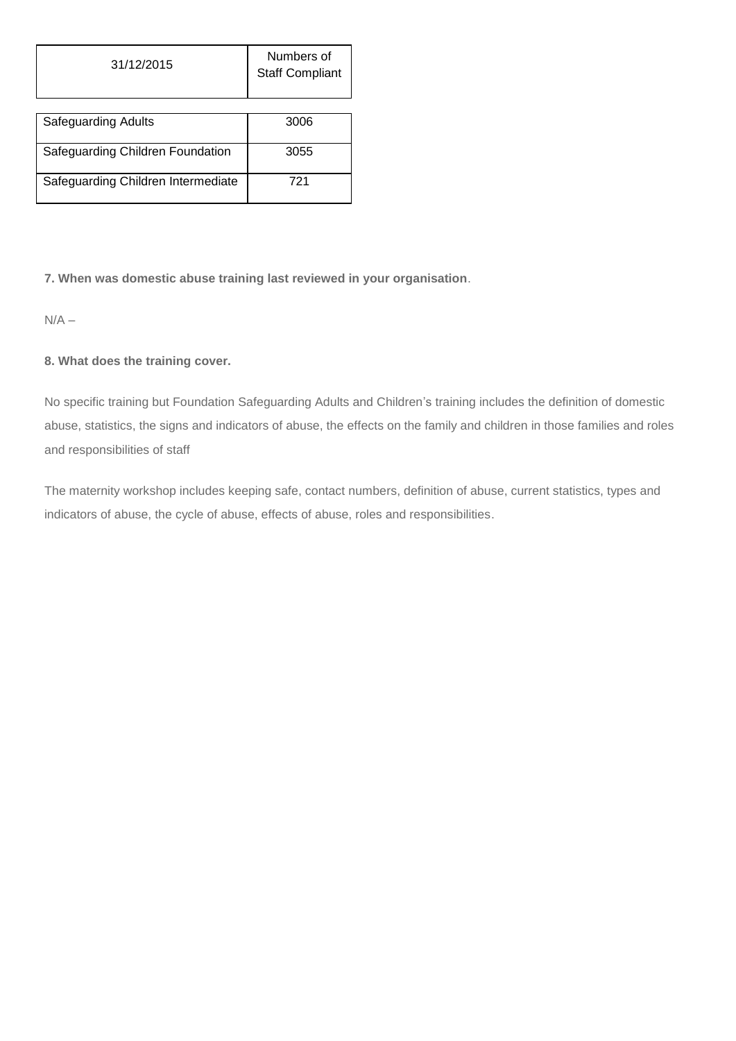| 31/12/2015 | Numbers of Staff Compliant |
|---|---|
| Safeguarding Adults | 3006 |
| Safeguarding Children Foundation | 3055 |
| Safeguarding Children Intermediate | 721 |

**7. When was domestic abuse training last reviewed in your organisation**.

N/A –

**8. What does the training cover.**

No specific training but Foundation Safeguarding Adults and Children's training includes the definition of domestic abuse, statistics, the signs and indicators of abuse, the effects on the family and children in those families and roles and responsibilities of staff

The maternity workshop includes keeping safe, contact numbers, definition of abuse, current statistics, types and indicators of abuse, the cycle of abuse, effects of abuse, roles and responsibilities.